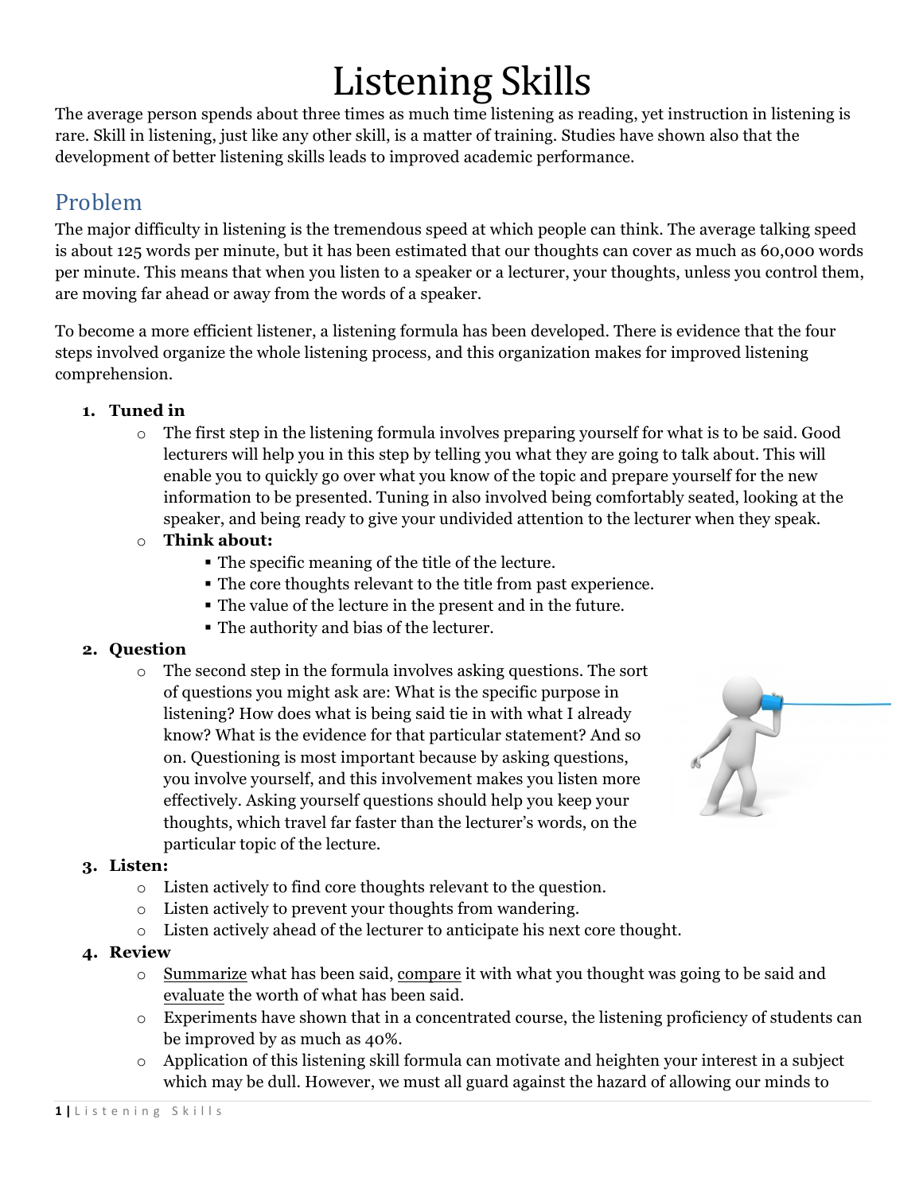# Listening Skills

The average person spends about three times as much time listening as reading, yet instruction in listening is rare. Skill in listening, just like any other skill, is a matter of training. Studies have shown also that the development of better listening skills leads to improved academic performance.

## Problem

The major difficulty in listening is the tremendous speed at which people can think. The average talking speed is about 125 words per minute, but it has been estimated that our thoughts can cover as much as 60,000 words per minute. This means that when you listen to a speaker or a lecturer, your thoughts, unless you control them, are moving far ahead or away from the words of a speaker.

To become a more efficient listener, a listening formula has been developed. There is evidence that the four steps involved organize the whole listening process, and this organization makes for improved listening comprehension.

1. **Tuned in**
   - The first step in the listening formula involves preparing yourself for what is to be said. Good lecturers will help you in this step by telling you what they are going to talk about. This will enable you to quickly go over what you know of the topic and prepare yourself for the new information to be presented. Tuning in also involved being comfortably seated, looking at the speaker, and being ready to give your undivided attention to the lecturer when they speak.
   - **Think about:**
     - The specific meaning of the title of the lecture.
     - The core thoughts relevant to the title from past experience.
     - The value of the lecture in the present and in the future.
     - The authority and bias of the lecturer.
2. **Question**
   - The second step in the formula involves asking questions. The sort of questions you might ask are: What is the specific purpose in listening? How does what is being said tie in with what I already know? What is the evidence for that particular statement? And so on. Questioning is most important because by asking questions, you involve yourself, and this involvement makes you listen more effectively. Asking yourself questions should help you keep your thoughts, which travel far faster than the lecturer's words, on the particular topic of the lecture.
3. **Listen:**
   - Listen actively to find core thoughts relevant to the question.
   - Listen actively to prevent your thoughts from wandering.
   - Listen actively ahead of the lecturer to anticipate his next core thought.
4. **Review**
   - <u>Summarize</u> what has been said, <u>compare</u> it with what you thought was going to be said and <u>evaluate</u> the worth of what has been said.
   - Experiments have shown that in a concentrated course, the listening proficiency of students can be improved by as much as 40%.
   - Application of this listening skill formula can motivate and heighten your interest in a subject which may be dull. However, we must all guard against the hazard of allowing our minds to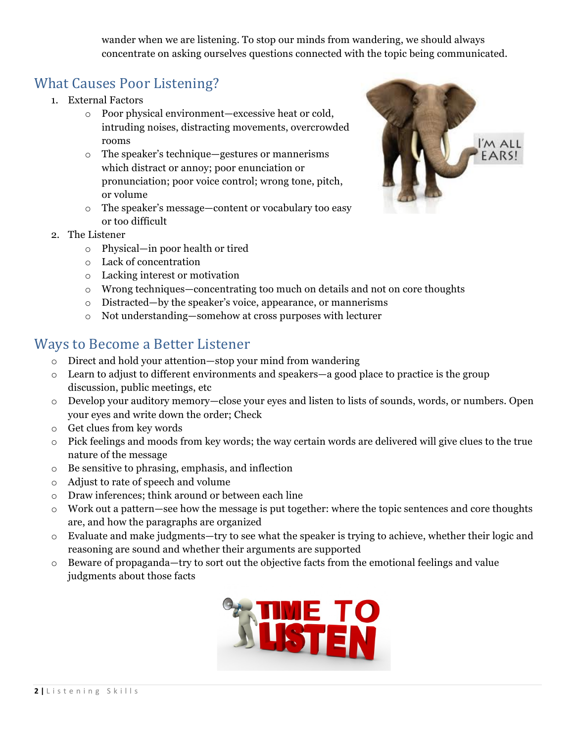wander when we are listening. To stop our minds from wandering, we should always concentrate on asking ourselves questions connected with the topic being communicated.

## What Causes Poor Listening?

1. External Factors
   - Poor physical environment—excessive heat or cold, intruding noises, distracting movements, overcrowded rooms
   - The speaker's technique—gestures or mannerisms which distract or annoy; poor enunciation or pronunciation; poor voice control; wrong tone, pitch, or volume
   - The speaker's message—content or vocabulary too easy or too difficult
2. The Listener
   - Physical—in poor health or tired
   - Lack of concentration
   - Lacking interest or motivation
   - Wrong techniques—concentrating too much on details and not on core thoughts
   - Distracted—by the speaker's voice, appearance, or mannerisms
   - Not understanding—somehow at cross purposes with lecturer

## Ways to Become a Better Listener

- Direct and hold your attention—stop your mind from wandering
- Learn to adjust to different environments and speakers—a good place to practice is the group discussion, public meetings, etc
- Develop your auditory memory—close your eyes and listen to lists of sounds, words, or numbers. Open your eyes and write down the order; Check
- Get clues from key words
- Pick feelings and moods from key words; the way certain words are delivered will give clues to the true nature of the message
- Be sensitive to phrasing, emphasis, and inflection
- Adjust to rate of speech and volume
- Draw inferences; think around or between each line
- Work out a pattern—see how the message is put together: where the topic sentences and core thoughts are, and how the paragraphs are organized
- Evaluate and make judgments—try to see what the speaker is trying to achieve, whether their logic and reasoning are sound and whether their arguments are supported
- Beware of propaganda—try to sort out the objective facts from the emotional feelings and value judgments about those facts